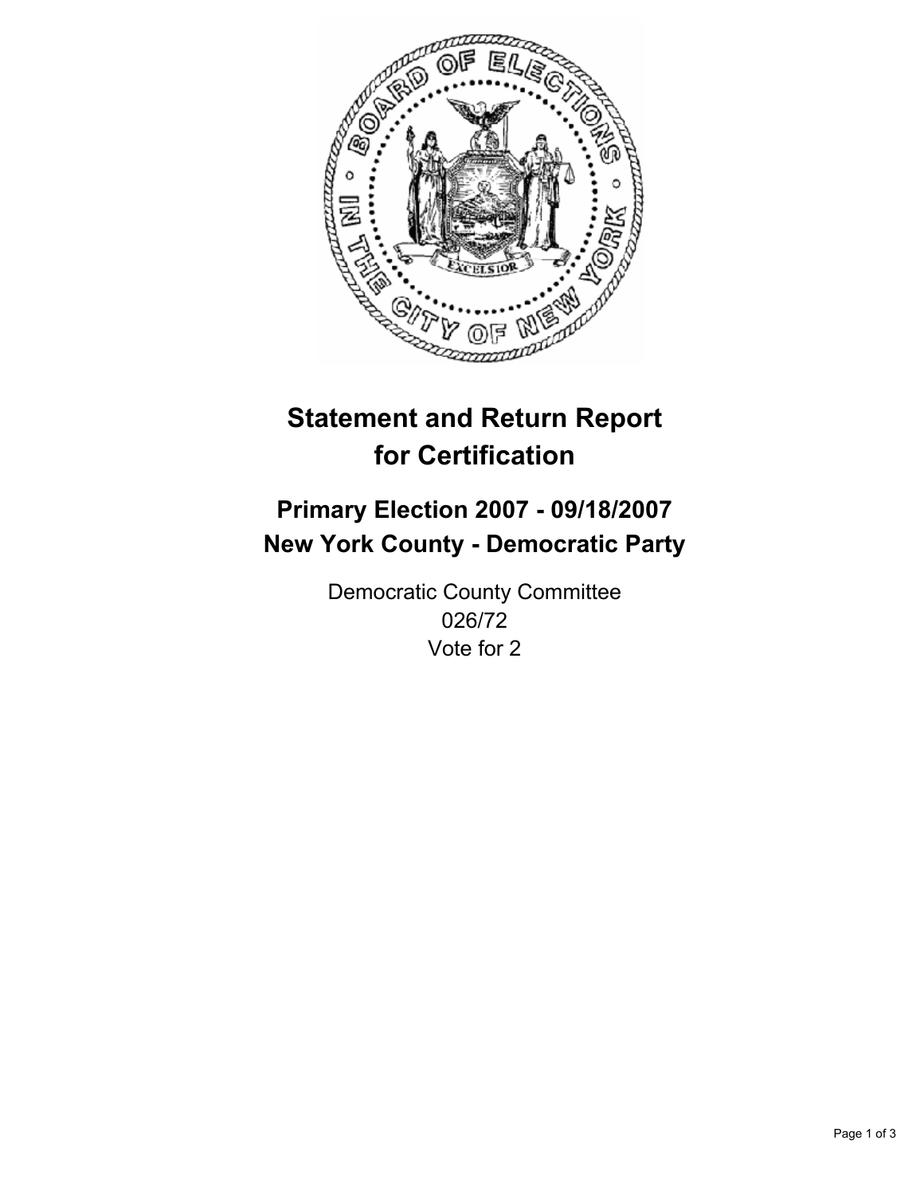# Statement and Return Report for Certification

## Primary Election 2007 - 09/18/2007
## New York County - Democratic Party

Democratic County Committee
026/72
Vote for 2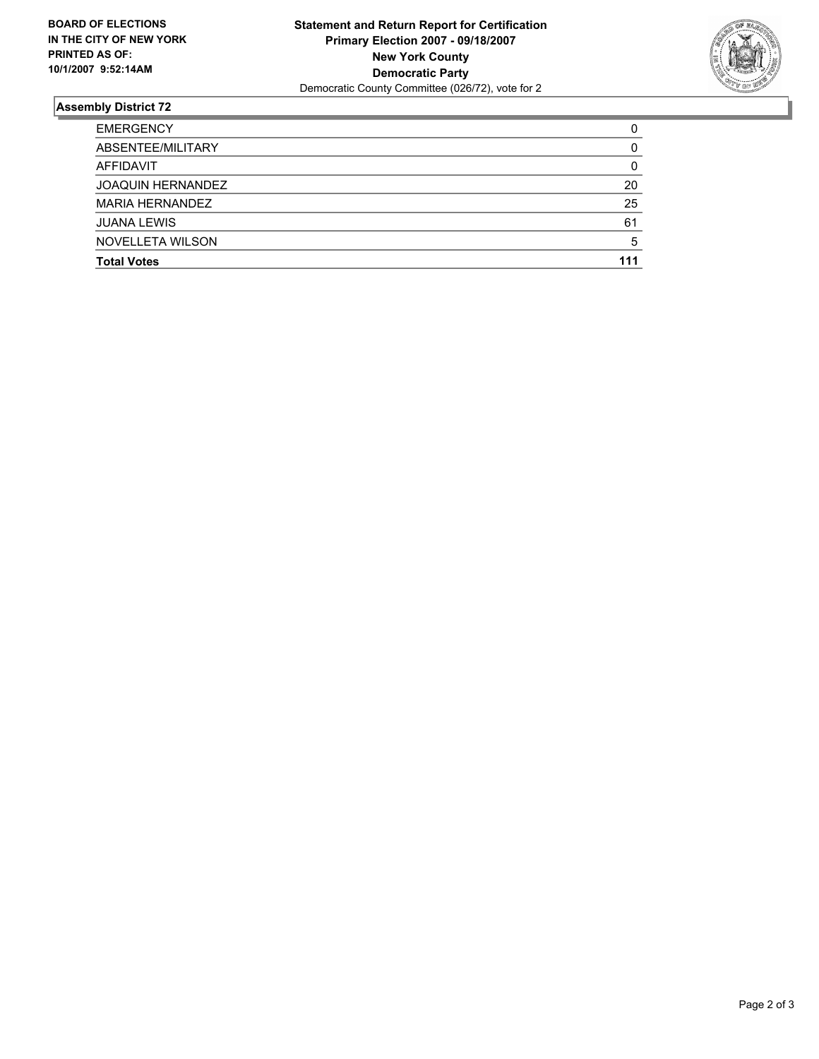**BOARD OF ELECTIONS**
**IN THE CITY OF NEW YORK**
**PRINTED AS OF:**
**10/1/2007 9:52:14AM**

**Statement and Return Report for Certification**
**Primary Election 2007 - 09/18/2007**
**New York County**
**Democratic Party**
Democratic County Committee (026/72), vote for 2

## Assembly District 72

| | |
|---|---|
| EMERGENCY | 0 |
| ABSENTEE/MILITARY | 0 |
| AFFIDAVIT | 0 |
| JOAQUIN HERNANDEZ | 20 |
| MARIA HERNANDEZ | 25 |
| JUANA LEWIS | 61 |
| NOVELLETA WILSON | 5 |
| **Total Votes** | **111** |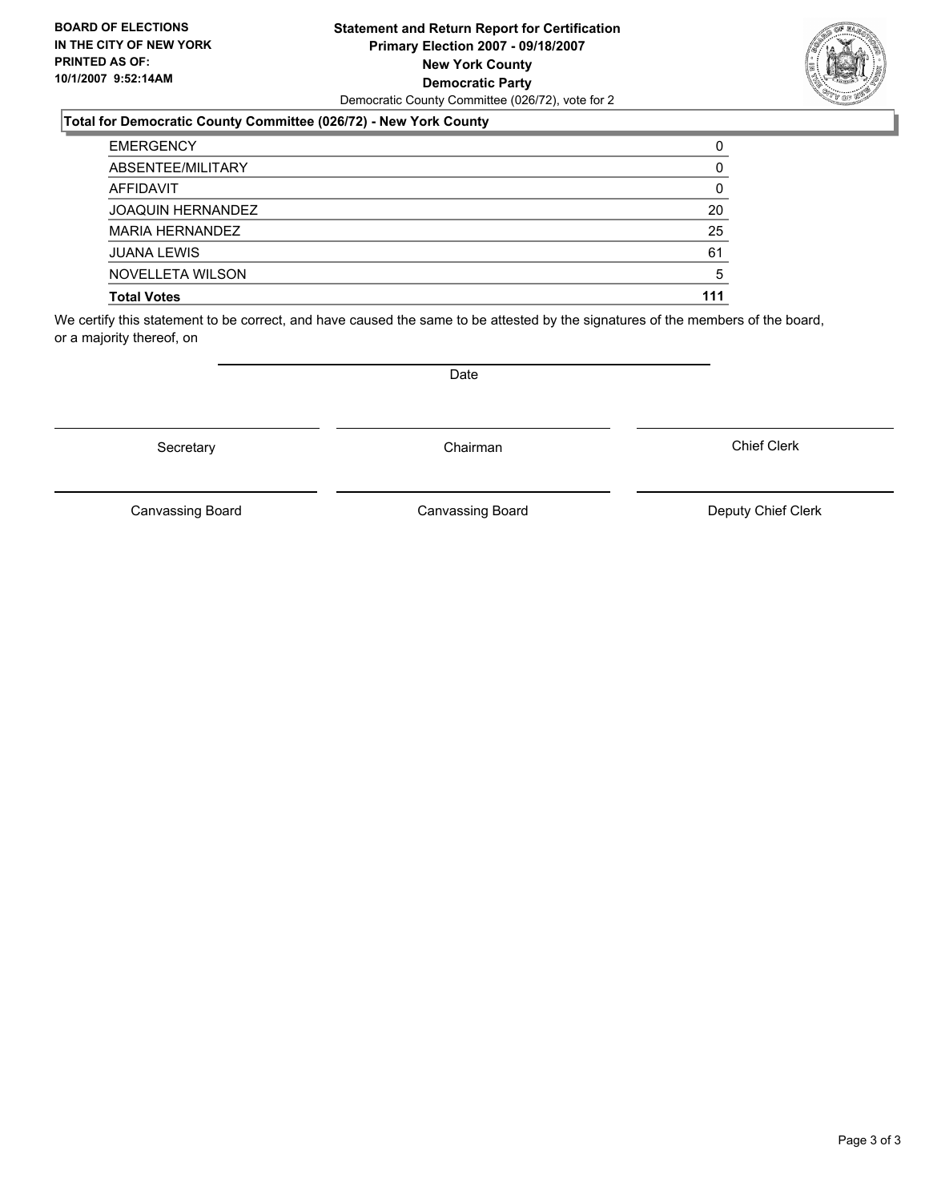**BOARD OF ELECTIONS IN THE CITY OF NEW YORK PRINTED AS OF: 10/1/2007 9:52:14AM**

**Statement and Return Report for Certification**
**Primary Election 2007 - 09/18/2007**
**New York County**
**Democratic Party**
Democratic County Committee (026/72), vote for 2

### Total for Democratic County Committee (026/72) - New York County

| | |
|---|---|
| EMERGENCY | 0 |
| ABSENTEE/MILITARY | 0 |
| AFFIDAVIT | 0 |
| JOAQUIN HERNANDEZ | 20 |
| MARIA HERNANDEZ | 25 |
| JUANA LEWIS | 61 |
| NOVELLETA WILSON | 5 |
| **Total Votes** | **111** |

We certify this statement to be correct, and have caused the same to be attested by the signatures of the members of the board, or a majority thereof, on

Date

Secretary | Chairman | Chief Clerk

Canvassing Board | Canvassing Board | Deputy Chief Clerk